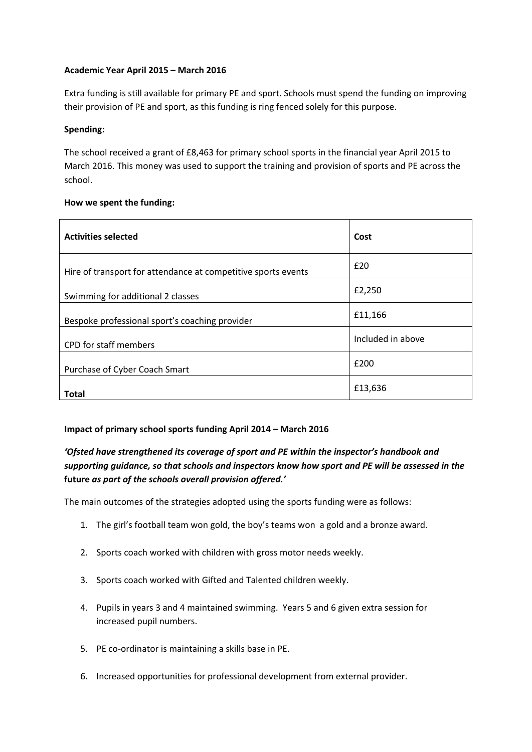**Academic Year April 2015 – March 2016**

Extra funding is still available for primary PE and sport. Schools must spend the funding on improving their provision of PE and sport, as this funding is ring fenced solely for this purpose.

**Spending:**

The school received a grant of £8,463 for primary school sports in the financial year April 2015 to March 2016. This money was used to support the training and provision of sports and PE across the school.

**How we spent the funding:**

| **Activities selected** | **Cost** |
|---|---|
| Hire of transport for attendance at competitive sports events | £20 |
| Swimming for additional 2 classes | £2,250 |
| Bespoke professional sport's coaching provider | £11,166 |
| CPD for staff members | Included in above |
| Purchase of Cyber Coach Smart | £200 |
| **Total** | £13,636 |

**Impact of primary school sports funding April 2014 – March 2016**

***'Ofsted have strengthened its coverage of sport and PE within the inspector's handbook and supporting guidance, so that schools and inspectors know how sport and PE will be assessed in the*** **future** ***as part of the schools overall provision offered.'***

The main outcomes of the strategies adopted using the sports funding were as follows:

1. The girl's football team won gold, the boy's teams won a gold and a bronze award.
2. Sports coach worked with children with gross motor needs weekly.
3. Sports coach worked with Gifted and Talented children weekly.
4. Pupils in years 3 and 4 maintained swimming. Years 5 and 6 given extra session for increased pupil numbers.
5. PE co-ordinator is maintaining a skills base in PE.
6. Increased opportunities for professional development from external provider.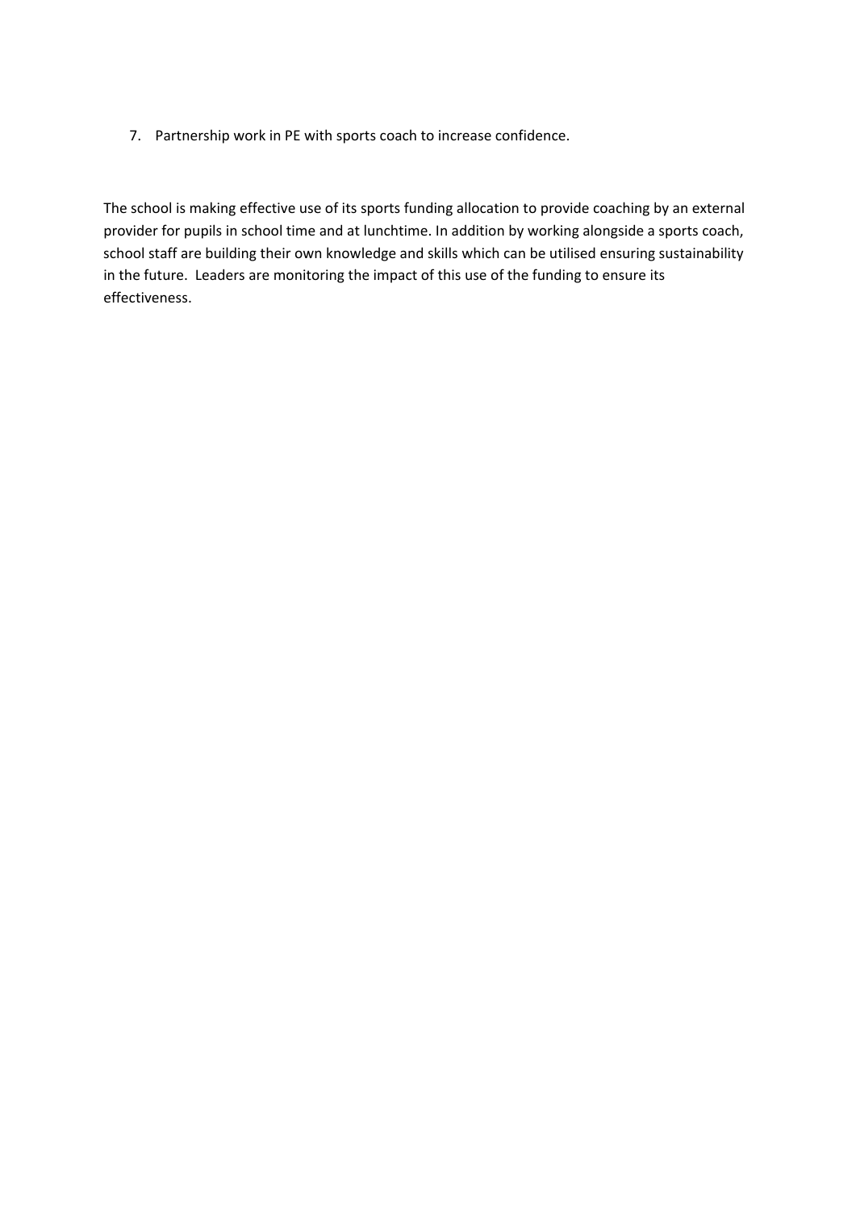7. Partnership work in PE with sports coach to increase confidence.

The school is making effective use of its sports funding allocation to provide coaching by an external provider for pupils in school time and at lunchtime. In addition by working alongside a sports coach, school staff are building their own knowledge and skills which can be utilised ensuring sustainability in the future. Leaders are monitoring the impact of this use of the funding to ensure its effectiveness.